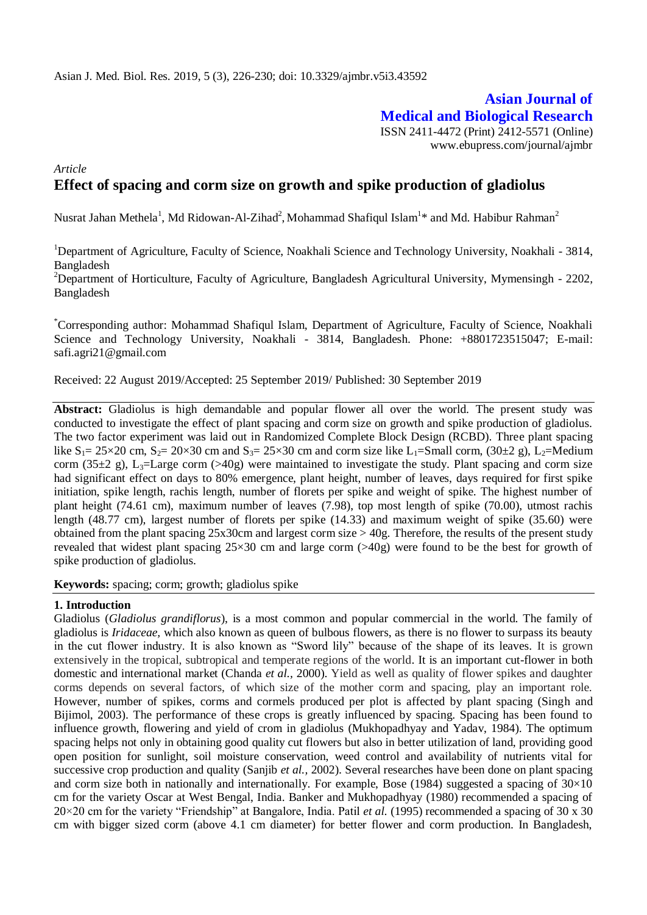**Asian Journal of Medical and Biological Research**

ISSN 2411-4472 (Print) 2412-5571 (Online)
www.ebupress.com/journal/ajmbr

*Article*

# Effect of spacing and corm size on growth and spike production of gladiolus

Nusrat Jahan Methela[1], Md Ridowan-Al-Zihad[2], Mohammad Shafiqul Islam[1]* and Md. Habibur Rahman[2]

[1]Department of Agriculture, Faculty of Science, Noakhali Science and Technology University, Noakhali - 3814, Bangladesh

[2]Department of Horticulture, Faculty of Agriculture, Bangladesh Agricultural University, Mymensingh - 2202, Bangladesh

*Corresponding author: Mohammad Shafiqul Islam, Department of Agriculture, Faculty of Science, Noakhali Science and Technology University, Noakhali - 3814, Bangladesh. Phone: +8801723515047; E-mail: safi.agri21@gmail.com

Received: 22 August 2019/Accepted: 25 September 2019/ Published: 30 September 2019

**Abstract:** Gladiolus is high demandable and popular flower all over the world. The present study was conducted to investigate the effect of plant spacing and corm size on growth and spike production of gladiolus. The two factor experiment was laid out in Randomized Complete Block Design (RCBD). Three plant spacing like $S_1$= 25×20 cm, $S_2$= 20×30 cm and $S_3$= 25×30 cm and corm size like $L_1$=Small corm, (30±2 g), $L_2$=Medium corm (35±2 g), $L_3$=Large corm (>40g) were maintained to investigate the study. Plant spacing and corm size had significant effect on days to 80% emergence, plant height, number of leaves, days required for first spike initiation, spike length, rachis length, number of florets per spike and weight of spike. The highest number of plant height (74.61 cm), maximum number of leaves (7.98), top most length of spike (70.00), utmost rachis length (48.77 cm), largest number of florets per spike (14.33) and maximum weight of spike (35.60) were obtained from the plant spacing 25x30cm and largest corm size > 40g. Therefore, the results of the present study revealed that widest plant spacing 25×30 cm and large corm (>40g) were found to be the best for growth of spike production of gladiolus.

**Keywords:** spacing; corm; growth; gladiolus spike

## 1. Introduction

Gladiolus (*Gladiolus grandiflorus*), is a most common and popular commercial in the world. The family of gladiolus is *Iridaceae,* which also known as queen of bulbous flowers, as there is no flower to surpass its beauty in the cut flower industry. It is also known as "Sword lily" because of the shape of its leaves. It is grown extensively in the tropical, subtropical and temperate regions of the world. It is an important cut-flower in both domestic and international market (Chanda *et al.,* 2000). Yield as well as quality of flower spikes and daughter corms depends on several factors, of which size of the mother corm and spacing, play an important role. However, number of spikes, corms and cormels produced per plot is affected by plant spacing (Singh and Bijimol, 2003). The performance of these crops is greatly influenced by spacing. Spacing has been found to influence growth, flowering and yield of crom in gladiolus (Mukhopadhyay and Yadav, 1984). The optimum spacing helps not only in obtaining good quality cut flowers but also in better utilization of land, providing good open position for sunlight, soil moisture conservation, weed control and availability of nutrients vital for successive crop production and quality (Sanjib *et al.,* 2002). Several researches have been done on plant spacing and corm size both in nationally and internationally. For example, Bose (1984) suggested a spacing of 30×10 cm for the variety Oscar at West Bengal, India. Banker and Mukhopadhyay (1980) recommended a spacing of 20×20 cm for the variety "Friendship" at Bangalore, India. Patil *et al.* (1995) recommended a spacing of 30 x 30 cm with bigger sized corm (above 4.1 cm diameter) for better flower and corm production. In Bangladesh,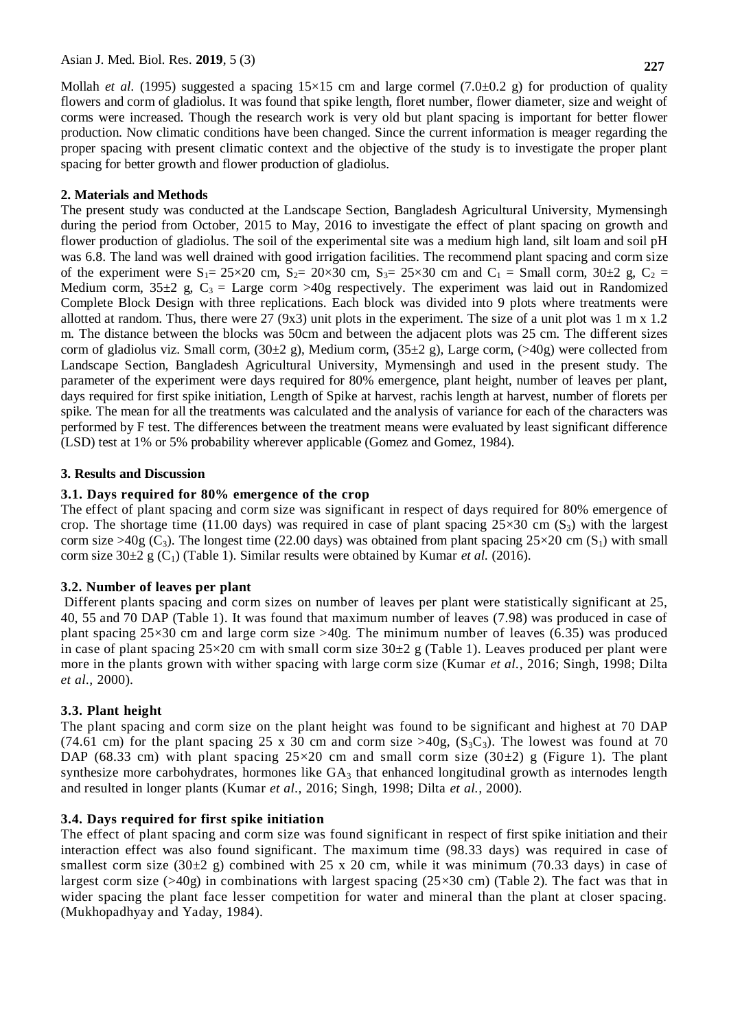Mollah *et al.* (1995) suggested a spacing 15×15 cm and large cormel (7.0±0.2 g) for production of quality flowers and corm of gladiolus. It was found that spike length, floret number, flower diameter, size and weight of corms were increased. Though the research work is very old but plant spacing is important for better flower production. Now climatic conditions have been changed. Since the current information is meager regarding the proper spacing with present climatic context and the objective of the study is to investigate the proper plant spacing for better growth and flower production of gladiolus.

## 2. Materials and Methods

The present study was conducted at the Landscape Section, Bangladesh Agricultural University, Mymensingh during the period from October, 2015 to May, 2016 to investigate the effect of plant spacing on growth and flower production of gladiolus. The soil of the experimental site was a medium high land, silt loam and soil pH was 6.8. The land was well drained with good irrigation facilities. The recommend plant spacing and corm size of the experiment were $S_1$= 25×20 cm, $S_2$= 20×30 cm, $S_3$= 25×30 cm and $C_1$ = Small corm, 30±2 g, $C_2$ = Medium corm, 35±2 g, $C_3$ = Large corm >40g respectively. The experiment was laid out in Randomized Complete Block Design with three replications. Each block was divided into 9 plots where treatments were allotted at random. Thus, there were 27 (9x3) unit plots in the experiment. The size of a unit plot was 1 m x 1.2 m. The distance between the blocks was 50cm and between the adjacent plots was 25 cm. The different sizes corm of gladiolus viz. Small corm, (30±2 g), Medium corm, (35±2 g), Large corm, (>40g) were collected from Landscape Section, Bangladesh Agricultural University, Mymensingh and used in the present study. The parameter of the experiment were days required for 80% emergence, plant height, number of leaves per plant, days required for first spike initiation, Length of Spike at harvest, rachis length at harvest, number of florets per spike. The mean for all the treatments was calculated and the analysis of variance for each of the characters was performed by F test. The differences between the treatment means were evaluated by least significant difference (LSD) test at 1% or 5% probability wherever applicable (Gomez and Gomez, 1984).

## 3. Results and Discussion

### 3.1. Days required for 80% emergence of the crop

The effect of plant spacing and corm size was significant in respect of days required for 80% emergence of crop. The shortage time (11.00 days) was required in case of plant spacing 25×30 cm ($S_3$) with the largest corm size >40g ($C_3$). The longest time (22.00 days) was obtained from plant spacing 25×20 cm ($S_1$) with small corm size 30±2 g ($C_1$) (Table 1). Similar results were obtained by Kumar *et al.* (2016).

### 3.2. Number of leaves per plant

Different plants spacing and corm sizes on number of leaves per plant were statistically significant at 25, 40, 55 and 70 DAP (Table 1). It was found that maximum number of leaves (7.98) was produced in case of plant spacing 25×30 cm and large corm size >40g. The minimum number of leaves (6.35) was produced in case of plant spacing 25×20 cm with small corm size 30±2 g (Table 1). Leaves produced per plant were more in the plants grown with wither spacing with large corm size (Kumar *et al.*, 2016; Singh, 1998; Dilta *et al.*, 2000).

### 3.3. Plant height

The plant spacing and corm size on the plant height was found to be significant and highest at 70 DAP (74.61 cm) for the plant spacing 25 x 30 cm and corm size >40g, ($S_3C_3$). The lowest was found at 70 DAP (68.33 cm) with plant spacing 25×20 cm and small corm size (30±2) g (Figure 1). The plant synthesize more carbohydrates, hormones like $GA_3$ that enhanced longitudinal growth as internodes length and resulted in longer plants (Kumar *et al.,* 2016; Singh, 1998; Dilta *et al.,* 2000).

### 3.4. Days required for first spike initiation

The effect of plant spacing and corm size was found significant in respect of first spike initiation and their interaction effect was also found significant. The maximum time (98.33 days) was required in case of smallest corm size (30±2 g) combined with 25 x 20 cm, while it was minimum (70.33 days) in case of largest corm size (>40g) in combinations with largest spacing (25×30 cm) (Table 2). The fact was that in wider spacing the plant face lesser competition for water and mineral than the plant at closer spacing. (Mukhopadhyay and Yaday, 1984).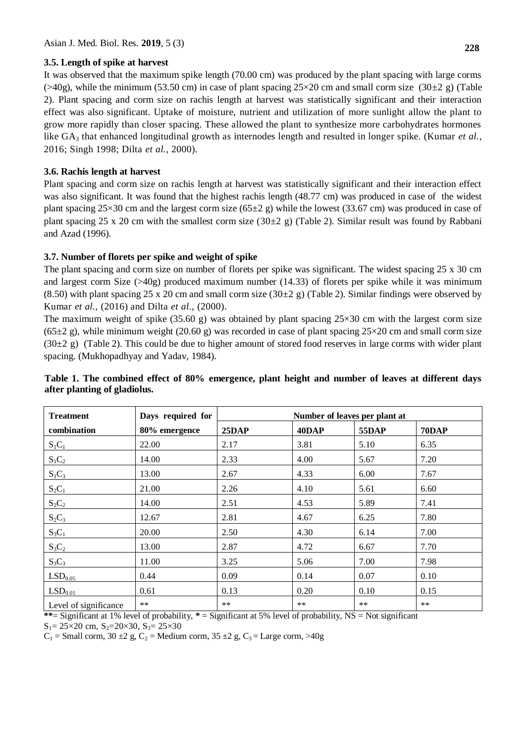### 3.5. Length of spike at harvest

It was observed that the maximum spike length (70.00 cm) was produced by the plant spacing with large corms (>40g), while the minimum (53.50 cm) in case of plant spacing 25×20 cm and small corm size (30±2 g) (Table 2). Plant spacing and corm size on rachis length at harvest was statistically significant and their interaction effect was also significant. Uptake of moisture, nutrient and utilization of more sunlight allow the plant to grow more rapidly than closer spacing. These allowed the plant to synthesize more carbohydrates hormones like $GA_3$ that enhanced longitudinal growth as internodes length and resulted in longer spike. (Kumar *et al.,* 2016; Singh 1998; Dilta *et al.,* 2000).

### 3.6. Rachis length at harvest

Plant spacing and corm size on rachis length at harvest was statistically significant and their interaction effect was also significant. It was found that the highest rachis length (48.77 cm) was produced in case of the widest plant spacing 25×30 cm and the largest corm size (65±2 g) while the lowest (33.67 cm) was produced in case of plant spacing 25 x 20 cm with the smallest corm size (30±2 g) (Table 2). Similar result was found by Rabbani and Azad (1996).

### 3.7. Number of florets per spike and weight of spike

The plant spacing and corm size on number of florets per spike was significant. The widest spacing 25 x 30 cm and largest corm Size (>40g) produced maximum number (14.33) of florets per spike while it was minimum (8.50) with plant spacing 25 x 20 cm and small corm size (30±2 g) (Table 2). Similar findings were observed by Kumar *et al.,* (2016) and Dilta *et al.,* (2000).

The maximum weight of spike (35.60 g) was obtained by plant spacing 25×30 cm with the largest corm size (65±2 g), while minimum weight (20.60 g) was recorded in case of plant spacing 25×20 cm and small corm size (30±2 g) (Table 2). This could be due to higher amount of stored food reserves in large corms with wider plant spacing. (Mukhopadhyay and Yadav, 1984).

**Table 1. The combined effect of 80% emergence, plant height and number of leaves at different days after planting of gladiolus.**

| Treatment combination | Days required for 80% emergence | Number of leaves per plant at | | | |
|---|---|---|---|---|---|
| | | 25DAP | 40DAP | 55DAP | 70DAP |
| $S_1C_1$ | 22.00 | 2.17 | 3.81 | 5.10 | 6.35 |
| $S_1C_2$ | 14.00 | 2.33 | 4.00 | 5.67 | 7.20 |
| $S_1C_3$ | 13.00 | 2.67 | 4.33 | 6.00 | 7.67 |
| $S_2C_1$ | 21.00 | 2.26 | 4.10 | 5.61 | 6.60 |
| $S_2C_2$ | 14.00 | 2.51 | 4.53 | 5.89 | 7.41 |
| $S_2C_3$ | 12.67 | 2.81 | 4.67 | 6.25 | 7.80 |
| $S_3C_1$ | 20.00 | 2.50 | 4.30 | 6.14 | 7.00 |
| $S_3C_2$ | 13.00 | 2.87 | 4.72 | 6.67 | 7.70 |
| $S_3C_3$ | 11.00 | 3.25 | 5.06 | 7.00 | 7.98 |
| $LSD_{0.05}$ | 0.44 | 0.09 | 0.14 | 0.07 | 0.10 |
| $LSD_{0.01}$ | 0.61 | 0.13 | 0.20 | 0.10 | 0.15 |
| Level of significance | ** | ** | ** | ** | ** |

**\*\***= Significant at 1% level of probability, **\*** = Significant at 5% level of probability, NS = Not significant

$S_1$= 25×20 cm, $S_2$=20×30, $S_3$= 25×30

$C_1$ = Small corm, 30 ±2 g, $C_2$ = Medium corm, 35 ±2 g, $C_3$ = Large corm, >40g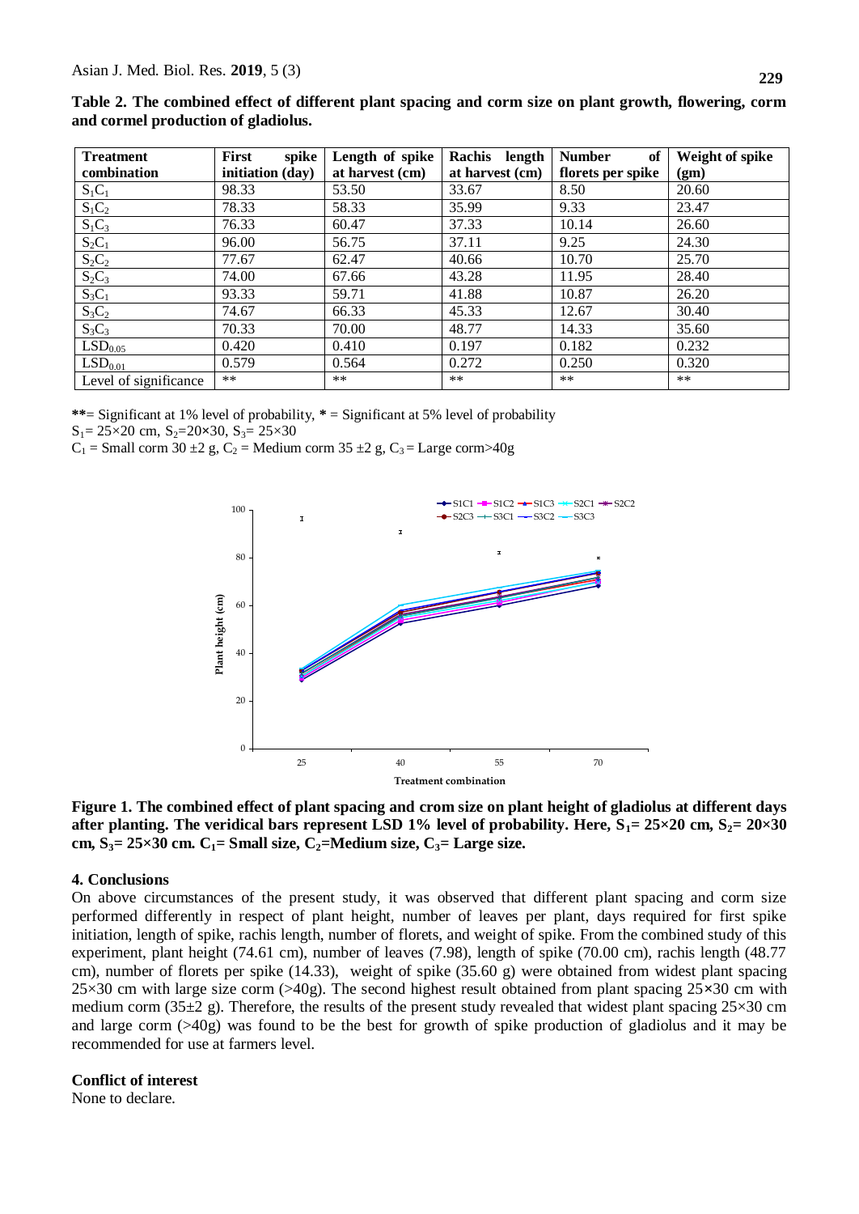**Table 2. The combined effect of different plant spacing and corm size on plant growth, flowering, corm and cormel production of gladiolus.**

| Treatment combination | First spike initiation (day) | Length of spike at harvest (cm) | Rachis length at harvest (cm) | Number of florets per spike | Weight of spike (gm) |
|---|---|---|---|---|---|
| $S_1C_1$ | 98.33 | 53.50 | 33.67 | 8.50 | 20.60 |
| $S_1C_2$ | 78.33 | 58.33 | 35.99 | 9.33 | 23.47 |
| $S_1C_3$ | 76.33 | 60.47 | 37.33 | 10.14 | 26.60 |
| $S_2C_1$ | 96.00 | 56.75 | 37.11 | 9.25 | 24.30 |
| $S_2C_2$ | 77.67 | 62.47 | 40.66 | 10.70 | 25.70 |
| $S_2C_3$ | 74.00 | 67.66 | 43.28 | 11.95 | 28.40 |
| $S_3C_1$ | 93.33 | 59.71 | 41.88 | 10.87 | 26.20 |
| $S_3C_2$ | 74.67 | 66.33 | 45.33 | 12.67 | 30.40 |
| $S_3C_3$ | 70.33 | 70.00 | 48.77 | 14.33 | 35.60 |
| $LSD_{0.05}$ | 0.420 | 0.410 | 0.197 | 0.182 | 0.232 |
| $LSD_{0.01}$ | 0.579 | 0.564 | 0.272 | 0.250 | 0.320 |
| Level of significance | ** | ** | ** | ** | ** |

**= Significant at 1% level of probability, * = Significant at 5% level of probability

$S_1$= 25×20 cm, $S_2$=20×30, $S_3$= 25×30

$C_1$ = Small corm 30 ±2 g, $C_2$ = Medium corm 35 ±2 g, $C_3$ = Large corm>40g

**Figure 1. The combined effect of plant spacing and crom size on plant height of gladiolus at different days after planting. The veridical bars represent LSD 1% level of probability. Here, $S_1$= 25×20 cm, $S_2$= 20×30 cm, $S_3$= 25×30 cm. $C_1$= Small size, $C_2$=Medium size, $C_3$= Large size.**

## 4. Conclusions

On above circumstances of the present study, it was observed that different plant spacing and corm size performed differently in respect of plant height, number of leaves per plant, days required for first spike initiation, length of spike, rachis length, number of florets, and weight of spike. From the combined study of this experiment, plant height (74.61 cm), number of leaves (7.98), length of spike (70.00 cm), rachis length (48.77 cm), number of florets per spike (14.33), weight of spike (35.60 g) were obtained from widest plant spacing 25×30 cm with large size corm (>40g). The second highest result obtained from plant spacing 25×30 cm with medium corm (35±2 g). Therefore, the results of the present study revealed that widest plant spacing 25×30 cm and large corm (>40g) was found to be the best for growth of spike production of gladiolus and it may be recommended for use at farmers level.

## Conflict of interest

None to declare.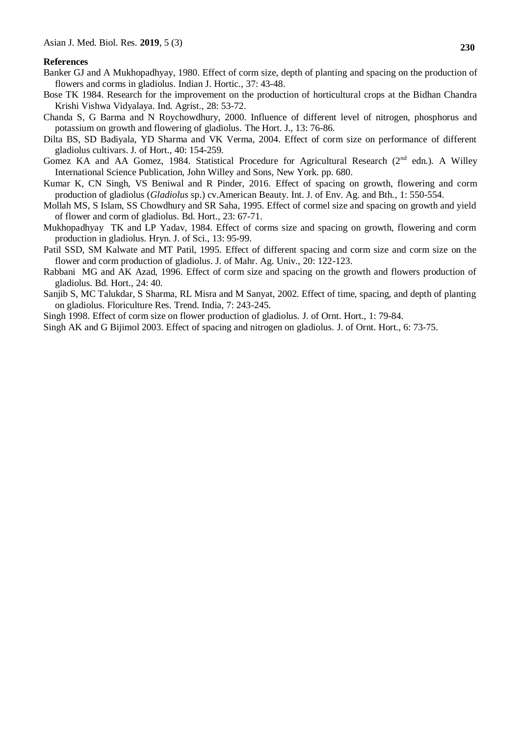**References**

Banker GJ and A Mukhopadhyay, 1980. Effect of corm size, depth of planting and spacing on the production of flowers and corms in gladiolus. Indian J. Hortic., 37: 43-48.

Bose TK 1984. Research for the improvement on the production of horticultural crops at the Bidhan Chandra Krishi Vishwa Vidyalaya. Ind. Agrist., 28: 53-72.

Chanda S, G Barma and N Roychowdhury, 2000. Influence of different level of nitrogen, phosphorus and potassium on growth and flowering of gladiolus. The Hort. J., 13: 76-86.

Dilta BS, SD Badiyala, YD Sharma and VK Verma, 2004. Effect of corm size on performance of different gladiolus cultivars. J. of Hort., 40: 154-259.

Gomez KA and AA Gomez, 1984. Statistical Procedure for Agricultural Research (2nd edn.). A Willey International Science Publication, John Willey and Sons, New York. pp. 680.

Kumar K, CN Singh, VS Beniwal and R Pinder, 2016. Effect of spacing on growth, flowering and corm production of gladiolus (*Gladiolus* sp.) cv.American Beauty. Int. J. of Env. Ag. and Bth., 1: 550-554.

Mollah MS, S Islam, SS Chowdhury and SR Saha, 1995. Effect of cormel size and spacing on growth and yield of flower and corm of gladiolus. Bd. Hort., 23: 67-71.

Mukhopadhyay TK and LP Yadav, 1984. Effect of corms size and spacing on growth, flowering and corm production in gladiolus. Hryn. J. of Sci., 13: 95-99.

Patil SSD, SM Kalwate and MT Patil, 1995. Effect of different spacing and corm size and corm size on the flower and corm production of gladiolus. J. of Mahr. Ag. Univ., 20: 122-123.

Rabbani MG and AK Azad, 1996. Effect of corm size and spacing on the growth and flowers production of gladiolus. Bd. Hort., 24: 40.

Sanjib S, MC Talukdar, S Sharma, RL Misra and M Sanyat, 2002. Effect of time, spacing, and depth of planting on gladiolus. Floriculture Res. Trend. India, 7: 243-245.

Singh 1998. Effect of corm size on flower production of gladiolus. J. of Ornt. Hort., 1: 79-84.

Singh AK and G Bijimol 2003. Effect of spacing and nitrogen on gladiolus. J. of Ornt. Hort., 6: 73-75.